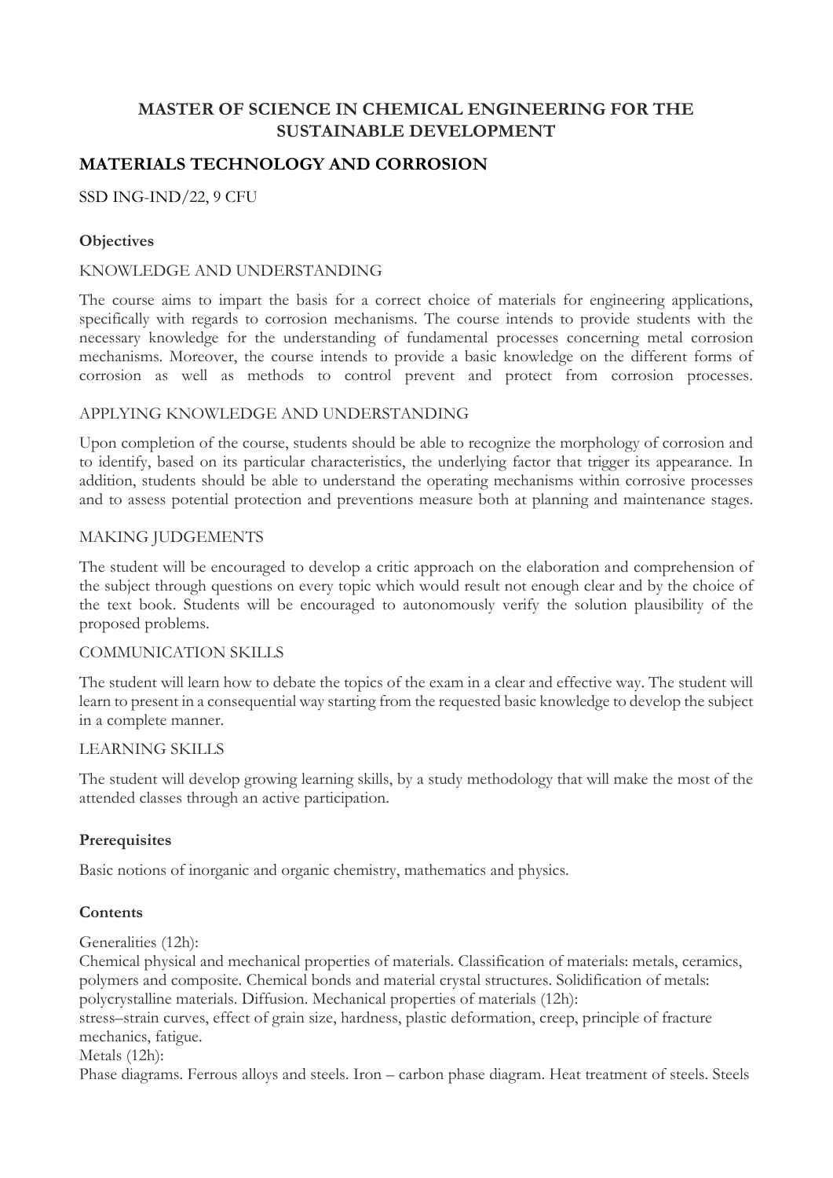# MASTER OF SCIENCE IN CHEMICAL ENGINEERING FOR THE SUSTAINABLE DEVELOPMENT

## MATERIALS TECHNOLOGY AND CORROSION

SSD ING-IND/22, 9 CFU

### Objectives

KNOWLEDGE AND UNDERSTANDING

The course aims to impart the basis for a correct choice of materials for engineering applications, specifically with regards to corrosion mechanisms. The course intends to provide students with the necessary knowledge for the understanding of fundamental processes concerning metal corrosion mechanisms. Moreover, the course intends to provide a basic knowledge on the different forms of corrosion as well as methods to control prevent and protect from corrosion processes.

APPLYING KNOWLEDGE AND UNDERSTANDING

Upon completion of the course, students should be able to recognize the morphology of corrosion and to identify, based on its particular characteristics, the underlying factor that trigger its appearance. In addition, students should be able to understand the operating mechanisms within corrosive processes and to assess potential protection and preventions measure both at planning and maintenance stages.

MAKING JUDGEMENTS

The student will be encouraged to develop a critic approach on the elaboration and comprehension of the subject through questions on every topic which would result not enough clear and by the choice of the text book. Students will be encouraged to autonomously verify the solution plausibility of the proposed problems.

COMMUNICATION SKILLS

The student will learn how to debate the topics of the exam in a clear and effective way. The student will learn to present in a consequential way starting from the requested basic knowledge to develop the subject in a complete manner.

LEARNING SKILLS

The student will develop growing learning skills, by a study methodology that will make the most of the attended classes through an active participation.

### Prerequisites

Basic notions of inorganic and organic chemistry, mathematics and physics.

### Contents

Generalities (12h):
Chemical physical and mechanical properties of materials. Classification of materials: metals, ceramics, polymers and composite. Chemical bonds and material crystal structures. Solidification of metals: polycrystalline materials. Diffusion. Mechanical properties of materials (12h):
stress–strain curves, effect of grain size, hardness, plastic deformation, creep, principle of fracture mechanics, fatigue.
Metals (12h):
Phase diagrams. Ferrous alloys and steels. Iron – carbon phase diagram. Heat treatment of steels. Steels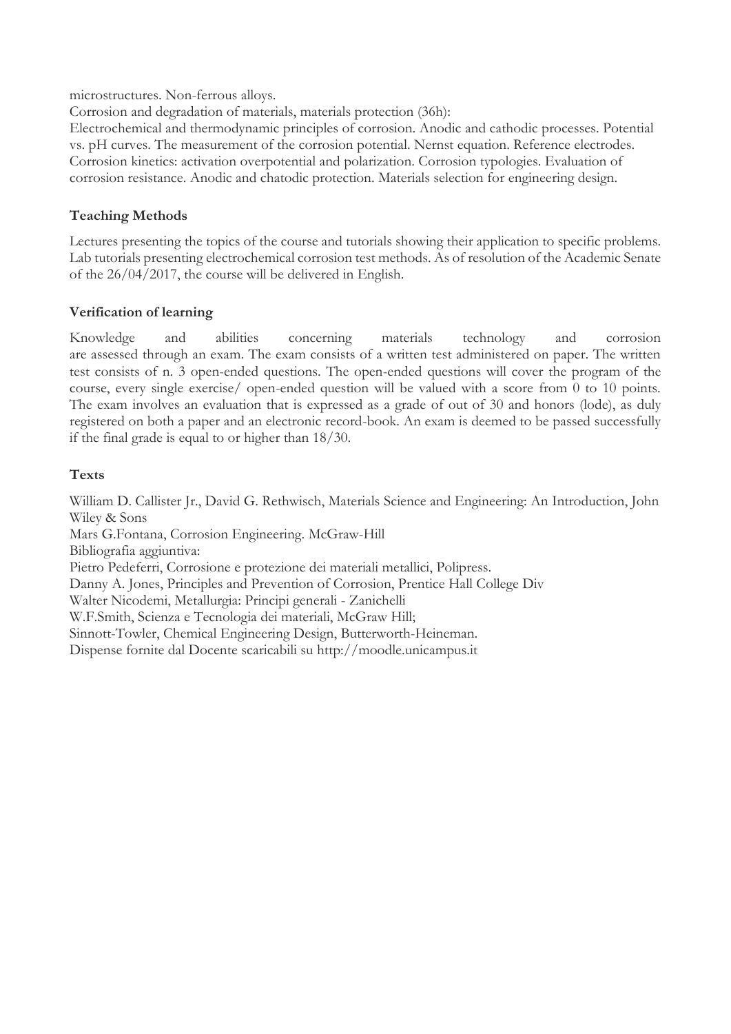microstructures. Non-ferrous alloys.

Corrosion and degradation of materials, materials protection (36h):

Electrochemical and thermodynamic principles of corrosion. Anodic and cathodic processes. Potential vs. pH curves. The measurement of the corrosion potential. Nernst equation. Reference electrodes. Corrosion kinetics: activation overpotential and polarization. Corrosion typologies. Evaluation of corrosion resistance. Anodic and chatodic protection. Materials selection for engineering design.

**Teaching Methods**

Lectures presenting the topics of the course and tutorials showing their application to specific problems. Lab tutorials presenting electrochemical corrosion test methods. As of resolution of the Academic Senate of the 26/04/2017, the course will be delivered in English.

**Verification of learning**

Knowledge and abilities concerning materials technology and corrosion are assessed through an exam. The exam consists of a written test administered on paper. The written test consists of n. 3 open-ended questions. The open-ended questions will cover the program of the course, every single exercise/ open-ended question will be valued with a score from 0 to 10 points. The exam involves an evaluation that is expressed as a grade of out of 30 and honors (lode), as duly registered on both a paper and an electronic record-book. An exam is deemed to be passed successfully if the final grade is equal to or higher than 18/30.

**Texts**

William D. Callister Jr., David G. Rethwisch, Materials Science and Engineering: An Introduction, John Wiley & Sons

Mars G.Fontana, Corrosion Engineering. McGraw-Hill

Bibliografia aggiuntiva:

Pietro Pedeferri, Corrosione e protezione dei materiali metallici, Polipress.

Danny A. Jones, Principles and Prevention of Corrosion, Prentice Hall College Div

Walter Nicodemi, Metallurgia: Principi generali - Zanichelli

W.F.Smith, Scienza e Tecnologia dei materiali, McGraw Hill;

Sinnott-Towler, Chemical Engineering Design, Butterworth-Heineman.

Dispense fornite dal Docente scaricabili su http://moodle.unicampus.it